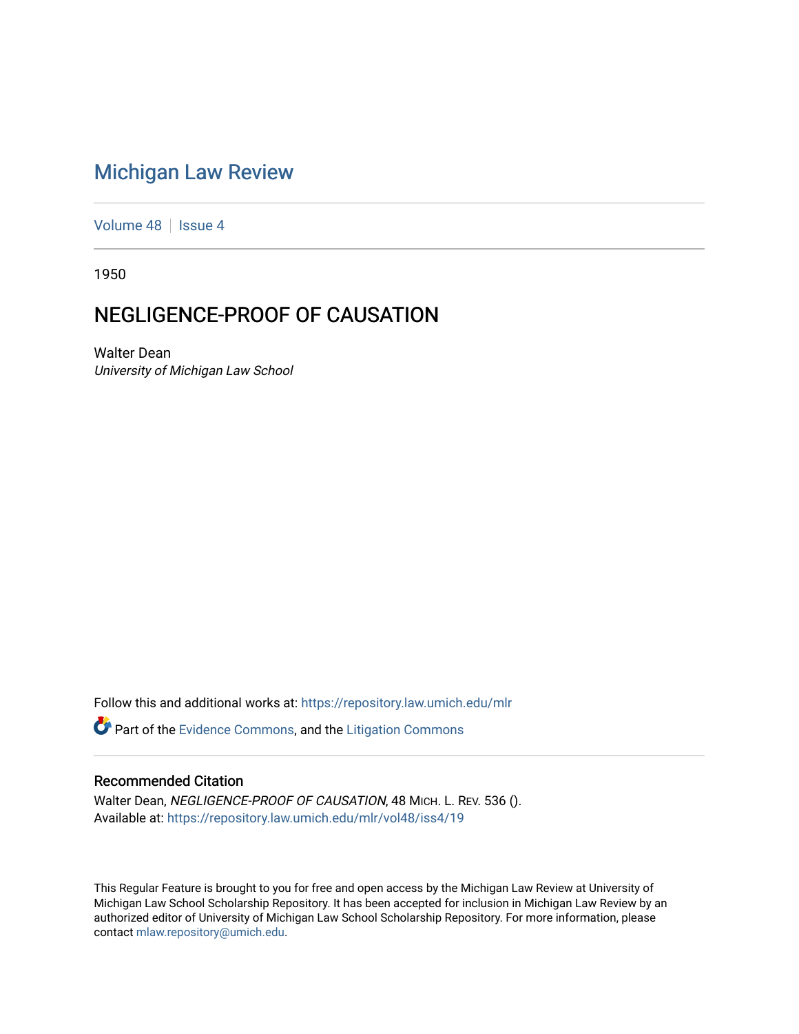# Michigan Law Review

Volume 48 | Issue 4

1950

## NEGLIGENCE-PROOF OF CAUSATION

Walter Dean
*University of Michigan Law School*

Follow this and additional works at: https://repository.law.umich.edu/mlr

Part of the Evidence Commons, and the Litigation Commons

### Recommended Citation

Walter Dean, *NEGLIGENCE-PROOF OF CAUSATION*, 48 MICH. L. REV. 536 ().
Available at: https://repository.law.umich.edu/mlr/vol48/iss4/19

This Regular Feature is brought to you for free and open access by the Michigan Law Review at University of Michigan Law School Scholarship Repository. It has been accepted for inclusion in Michigan Law Review by an authorized editor of University of Michigan Law School Scholarship Repository. For more information, please contact mlaw.repository@umich.edu.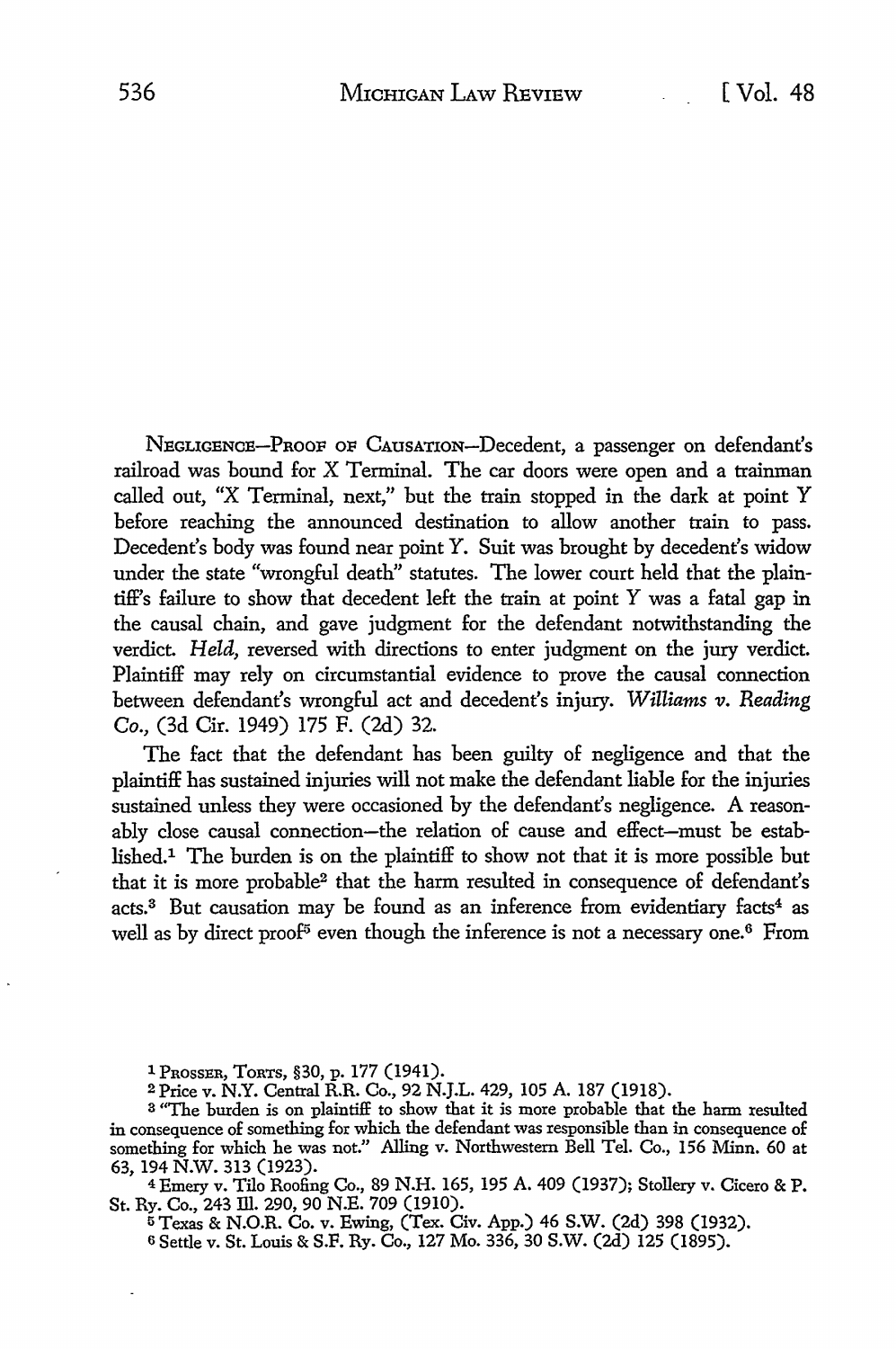NEGLIGENCE—PROOF OF CAUSATION—Decedent, a passenger on defendant's railroad was bound for X Terminal. The car doors were open and a trainman called out, "X Terminal, next," but the train stopped in the dark at point Y before reaching the announced destination to allow another train to pass. Decedent's body was found near point Y. Suit was brought by decedent's widow under the state "wrongful death" statutes. The lower court held that the plaintiff's failure to show that decedent left the train at point Y was a fatal gap in the causal chain, and gave judgment for the defendant notwithstanding the verdict. *Held*, reversed with directions to enter judgment on the jury verdict. Plaintiff may rely on circumstantial evidence to prove the causal connection between defendant's wrongful act and decedent's injury. *Williams v. Reading Co.*, (3d Cir. 1949) 175 F. (2d) 32.

The fact that the defendant has been guilty of negligence and that the plaintiff has sustained injuries will not make the defendant liable for the injuries sustained unless they were occasioned by the defendant's negligence. A reasonably close causal connection—the relation of cause and effect—must be established.[1] The burden is on the plaintiff to show not that it is more possible but that it is more probable[2] that the harm resulted in consequence of defendant's acts.[3] But causation may be found as an inference from evidentiary facts[4] as well as by direct proof[5] even though the inference is not a necessary one.[6] From

---

[1] PROSSER, TORTS, §30, p. 177 (1941).

[2] Price v. N.Y. Central R.R. Co., 92 N.J.L. 429, 105 A. 187 (1918).

[3] "The burden is on plaintiff to show that it is more probable that the harm resulted in consequence of something for which the defendant was responsible than in consequence of something for which he was not." Alling v. Northwestern Bell Tel. Co., 156 Minn. 60 at 63, 194 N.W. 313 (1923).

[4] Emery v. Tilo Roofing Co., 89 N.H. 165, 195 A. 409 (1937); Stollery v. Cicero & P. St. Ry. Co., 243 Ill. 290, 90 N.E. 709 (1910).

[5] Texas & N.O.R. Co. v. Ewing, (Tex. Civ. App.) 46 S.W. (2d) 398 (1932).

[6] Settle v. St. Louis & S.F. Ry. Co., 127 Mo. 336, 30 S.W. (2d) 125 (1895).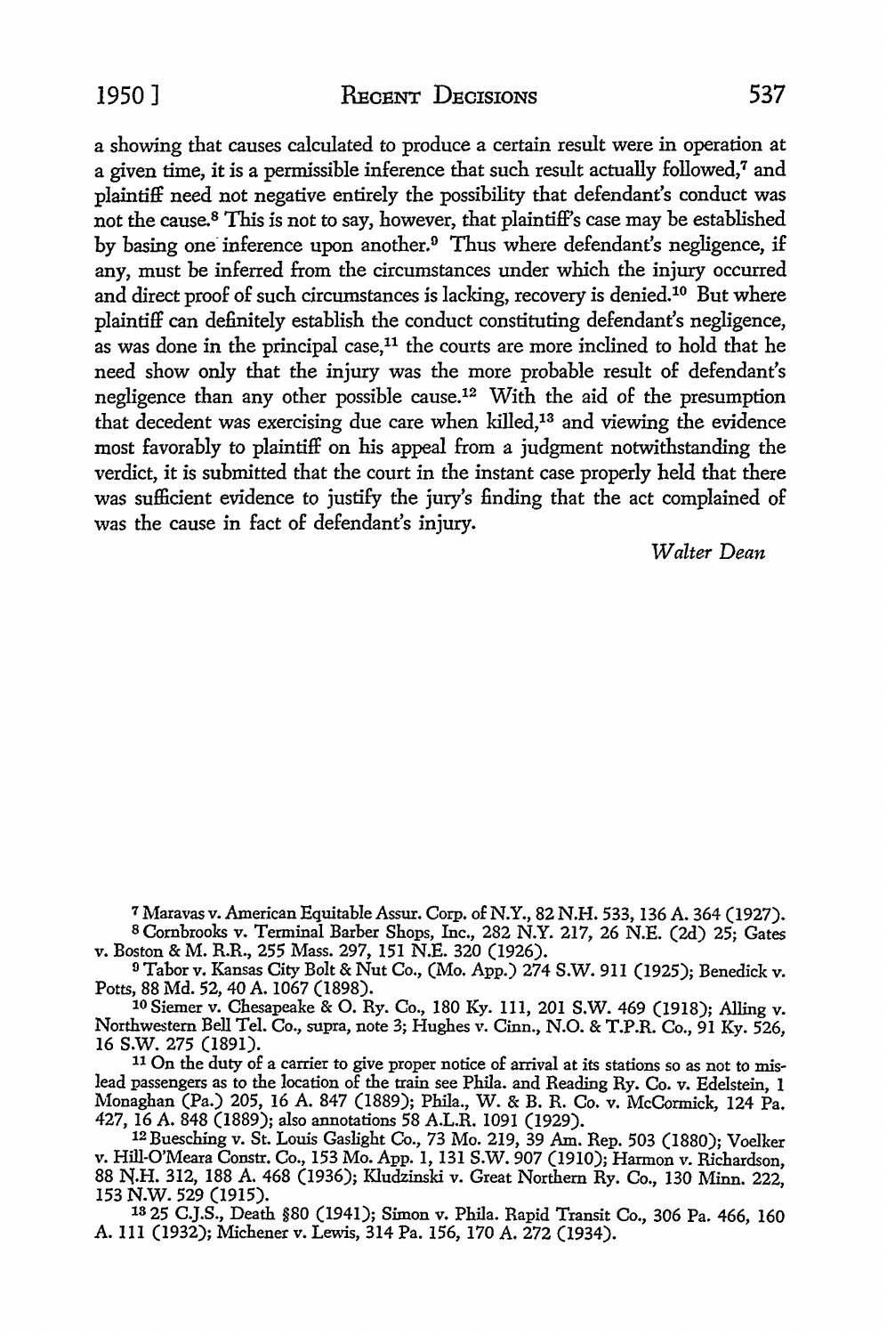a showing that causes calculated to produce a certain result were in operation at a given time, it is a permissible inference that such result actually followed,[7] and plaintiff need not negative entirely the possibility that defendant's conduct was not the cause.[8] This is not to say, however, that plaintiff's case may be established by basing one inference upon another.[9] Thus where defendant's negligence, if any, must be inferred from the circumstances under which the injury occurred and direct proof of such circumstances is lacking, recovery is denied.[10] But where plaintiff can definitely establish the conduct constituting defendant's negligence, as was done in the principal case,[11] the courts are more inclined to hold that he need show only that the injury was the more probable result of defendant's negligence than any other possible cause.[12] With the aid of the presumption that decedent was exercising due care when killed,[13] and viewing the evidence most favorably to plaintiff on his appeal from a judgment notwithstanding the verdict, it is submitted that the court in the instant case properly held that there was sufficient evidence to justify the jury's finding that the act complained of was the cause in fact of defendant's injury.

*Walter Dean*

---

[7] Maravas v. American Equitable Assur. Corp. of N.Y., 82 N.H. 533, 136 A. 364 (1927).

[8] Cornbrooks v. Terminal Barber Shops, Inc., 282 N.Y. 217, 26 N.E. (2d) 25; Gates v. Boston & M. R.R., 255 Mass. 297, 151 N.E. 320 (1926).

[9] Tabor v. Kansas City Bolt & Nut Co., (Mo. App.) 274 S.W. 911 (1925); Benedick v. Potts, 88 Md. 52, 40 A. 1067 (1898).

[10] Siemer v. Chesapeake & O. Ry. Co., 180 Ky. 111, 201 S.W. 469 (1918); Alling v. Northwestern Bell Tel. Co., supra, note 3; Hughes v. Cinn., N.O. & T.P.R. Co., 91 Ky. 526, 16 S.W. 275 (1891).

[11] On the duty of a carrier to give proper notice of arrival at its stations so as not to mislead passengers as to the location of the train see Phila. and Reading Ry. Co. v. Edelstein, 1 Monaghan (Pa.) 205, 16 A. 847 (1889); Phila., W. & B. R. Co. v. McCormick, 124 Pa. 427, 16 A. 848 (1889); also annotations 58 A.L.R. 1091 (1929).

[12] Buesching v. St. Louis Gaslight Co., 73 Mo. 219, 39 Am. Rep. 503 (1880); Voelker v. Hill-O'Meara Constr. Co., 153 Mo. App. 1, 131 S.W. 907 (1910); Harmon v. Richardson, 88 N.H. 312, 188 A. 468 (1936); Kludzinski v. Great Northern Ry. Co., 130 Minn. 222, 153 N.W. 529 (1915).

[13] 25 C.J.S., Death §80 (1941); Simon v. Phila. Rapid Transit Co., 306 Pa. 466, 160 A. 111 (1932); Michener v. Lewis, 314 Pa. 156, 170 A. 272 (1934).